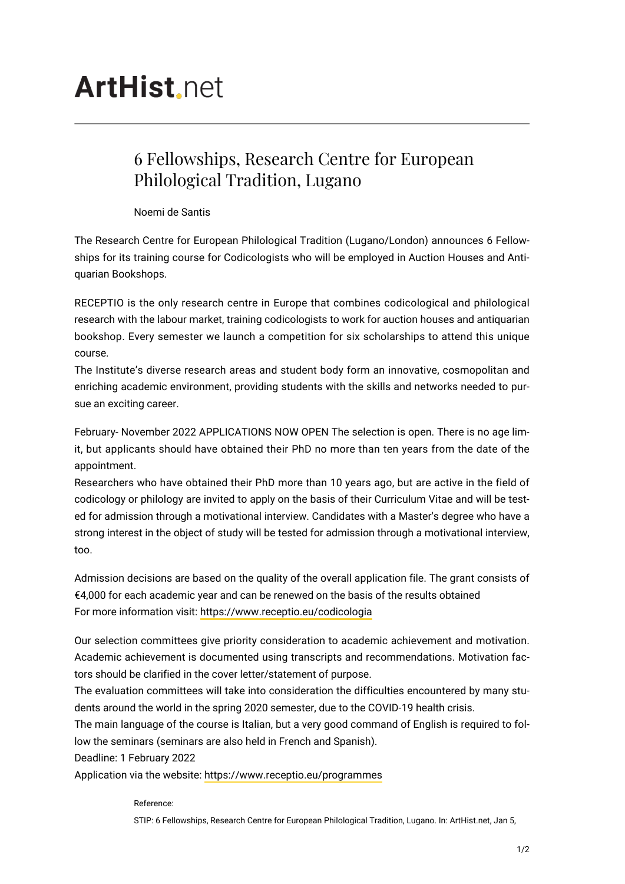# ArtHist.net

## 6 Fellowships, Research Centre for European Philological Tradition, Lugano

Noemi de Santis

The Research Centre for European Philological Tradition (Lugano/London) announces 6 Fellowships for its training course for Codicologists who will be employed in Auction Houses and Antiquarian Bookshops.

RECEPTIO is the only research centre in Europe that combines codicological and philological research with the labour market, training codicologists to work for auction houses and antiquarian bookshop. Every semester we launch a competition for six scholarships to attend this unique course.
The Institute's diverse research areas and student body form an innovative, cosmopolitan and enriching academic environment, providing students with the skills and networks needed to pursue an exciting career.

February- November 2022 APPLICATIONS NOW OPEN The selection is open. There is no age limit, but applicants should have obtained their PhD no more than ten years from the date of the appointment.
Researchers who have obtained their PhD more than 10 years ago, but are active in the field of codicology or philology are invited to apply on the basis of their Curriculum Vitae and will be tested for admission through a motivational interview. Candidates with a Master's degree who have a strong interest in the object of study will be tested for admission through a motivational interview, too.

Admission decisions are based on the quality of the overall application file. The grant consists of €4,000 for each academic year and can be renewed on the basis of the results obtained
For more information visit: https://www.receptio.eu/codicologia

Our selection committees give priority consideration to academic achievement and motivation. Academic achievement is documented using transcripts and recommendations. Motivation factors should be clarified in the cover letter/statement of purpose.
The evaluation committees will take into consideration the difficulties encountered by many students around the world in the spring 2020 semester, due to the COVID-19 health crisis.
The main language of the course is Italian, but a very good command of English is required to follow the seminars (seminars are also held in French and Spanish).
Deadline: 1 February 2022
Application via the website: https://www.receptio.eu/programmes

Reference:

STIP: 6 Fellowships, Research Centre for European Philological Tradition, Lugano. In: ArtHist.net, Jan 5,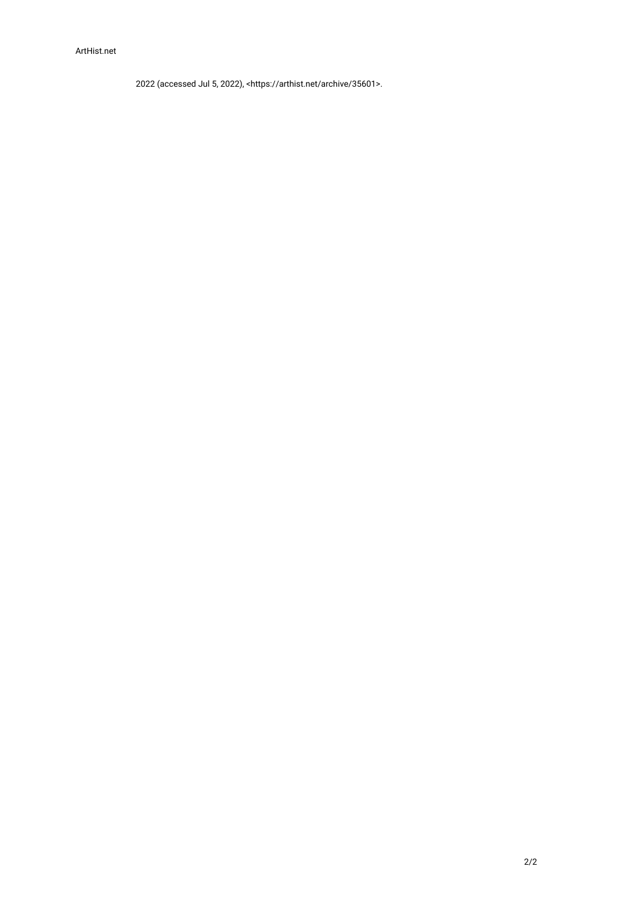2022 (accessed Jul 5, 2022), <https://arthist.net/archive/35601>.